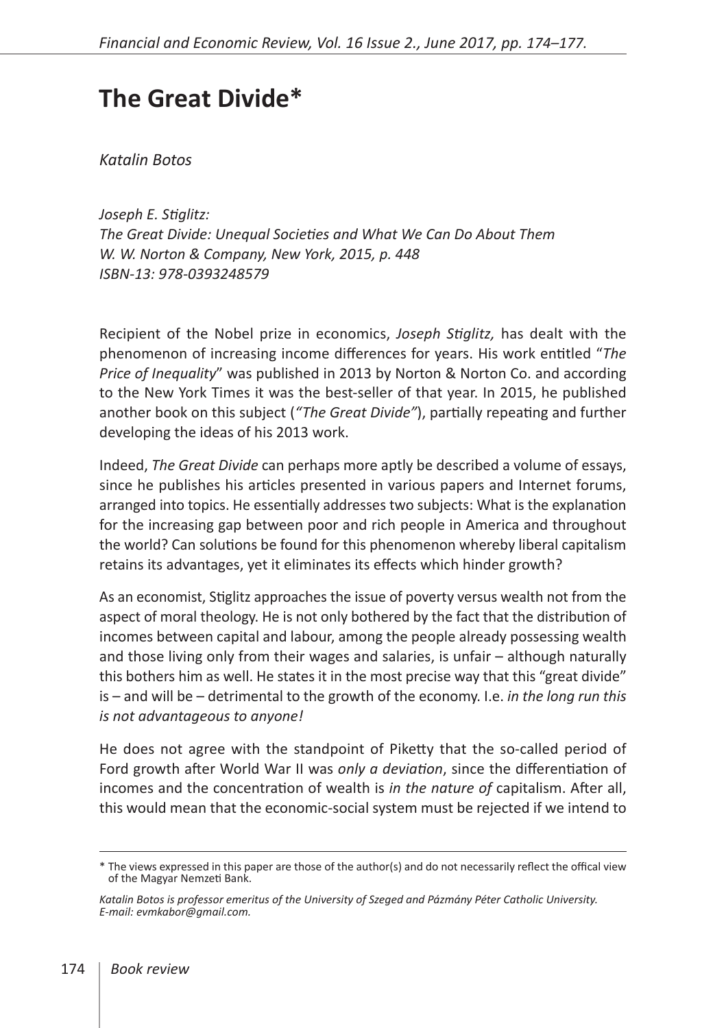# The Great Divide*

*Katalin Botos*

*Joseph E. Stiglitz:*
*The Great Divide: Unequal Societies and What We Can Do About Them*
*W. W. Norton & Company, New York, 2015, p. 448*
*ISBN-13: 978-0393248579*

Recipient of the Nobel prize in economics, *Joseph Stiglitz,* has dealt with the phenomenon of increasing income differences for years. His work entitled "*The Price of Inequality*" was published in 2013 by Norton & Norton Co. and according to the New York Times it was the best-seller of that year. In 2015, he published another book on this subject (*"The Great Divide"*), partially repeating and further developing the ideas of his 2013 work.

Indeed, *The Great Divide* can perhaps more aptly be described a volume of essays, since he publishes his articles presented in various papers and Internet forums, arranged into topics. He essentially addresses two subjects: What is the explanation for the increasing gap between poor and rich people in America and throughout the world? Can solutions be found for this phenomenon whereby liberal capitalism retains its advantages, yet it eliminates its effects which hinder growth?

As an economist, Stiglitz approaches the issue of poverty versus wealth not from the aspect of moral theology. He is not only bothered by the fact that the distribution of incomes between capital and labour, among the people already possessing wealth and those living only from their wages and salaries, is unfair – although naturally this bothers him as well. He states it in the most precise way that this "great divide" is – and will be – detrimental to the growth of the economy. I.e. *in the long run this is not advantageous to anyone!*

He does not agree with the standpoint of Piketty that the so-called period of Ford growth after World War II was *only a deviation*, since the differentiation of incomes and the concentration of wealth is *in the nature of* capitalism. After all, this would mean that the economic-social system must be rejected if we intend to

---

\* The views expressed in this paper are those of the author(s) and do not necessarily reflect the offical view of the Magyar Nemzeti Bank.

*Katalin Botos is professor emeritus of the University of Szeged and Pázmány Péter Catholic University. E-mail: evmkabor@gmail.com.*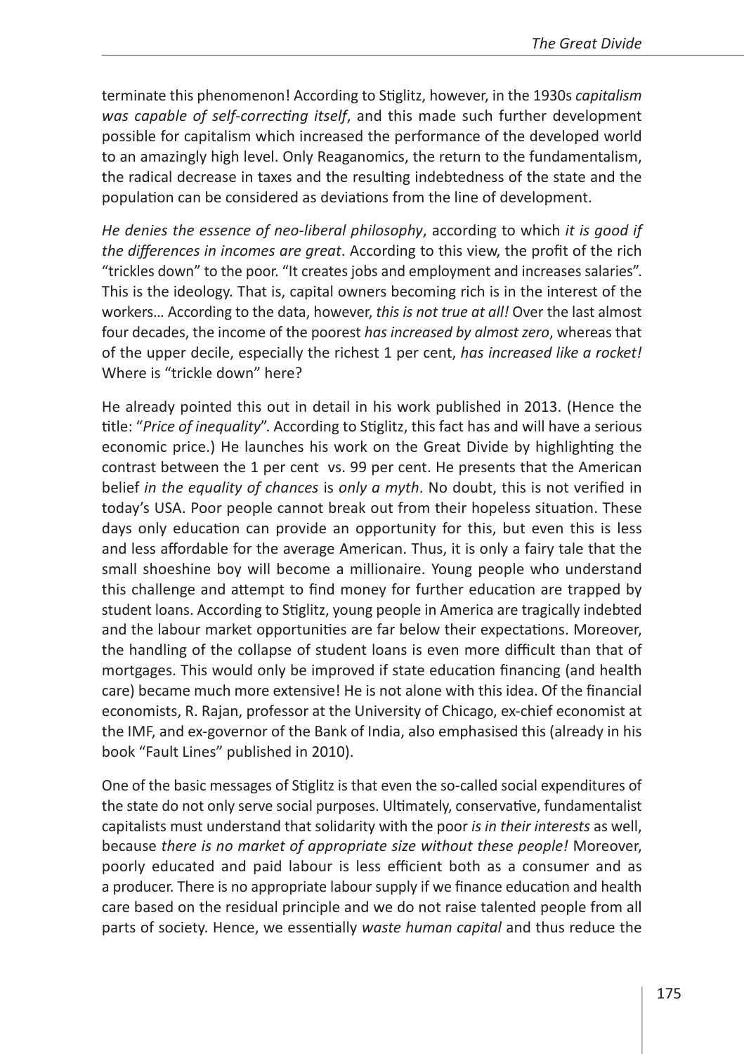terminate this phenomenon! According to Stiglitz, however, in the 1930s *capitalism was capable of self-correcting itself*, and this made such further development possible for capitalism which increased the performance of the developed world to an amazingly high level. Only Reaganomics, the return to the fundamentalism, the radical decrease in taxes and the resulting indebtedness of the state and the population can be considered as deviations from the line of development.

*He denies the essence of neo-liberal philosophy*, according to which *it is good if the differences in incomes are great*. According to this view, the profit of the rich "trickles down" to the poor. "It creates jobs and employment and increases salaries". This is the ideology. That is, capital owners becoming rich is in the interest of the workers… According to the data, however, *this is not true at all!* Over the last almost four decades, the income of the poorest *has increased by almost zero*, whereas that of the upper decile, especially the richest 1 per cent, *has increased like a rocket!* Where is "trickle down" here?

He already pointed this out in detail in his work published in 2013. (Hence the title: "*Price of inequality*". According to Stiglitz, this fact has and will have a serious economic price.) He launches his work on the Great Divide by highlighting the contrast between the 1 per cent vs. 99 per cent. He presents that the American belief *in the equality of chances* is *only a myth*. No doubt, this is not verified in today's USA. Poor people cannot break out from their hopeless situation. These days only education can provide an opportunity for this, but even this is less and less affordable for the average American. Thus, it is only a fairy tale that the small shoeshine boy will become a millionaire. Young people who understand this challenge and attempt to find money for further education are trapped by student loans. According to Stiglitz, young people in America are tragically indebted and the labour market opportunities are far below their expectations. Moreover, the handling of the collapse of student loans is even more difficult than that of mortgages. This would only be improved if state education financing (and health care) became much more extensive! He is not alone with this idea. Of the financial economists, R. Rajan, professor at the University of Chicago, ex-chief economist at the IMF, and ex-governor of the Bank of India, also emphasised this (already in his book "Fault Lines" published in 2010).

One of the basic messages of Stiglitz is that even the so-called social expenditures of the state do not only serve social purposes. Ultimately, conservative, fundamentalist capitalists must understand that solidarity with the poor *is in their interests* as well, because *there is no market of appropriate size without these people!* Moreover, poorly educated and paid labour is less efficient both as a consumer and as a producer. There is no appropriate labour supply if we finance education and health care based on the residual principle and we do not raise talented people from all parts of society. Hence, we essentially *waste human capital* and thus reduce the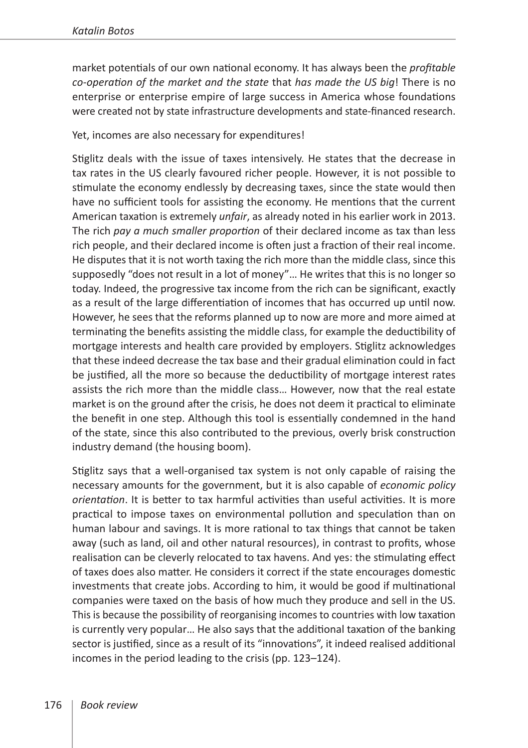market potentials of our own national economy. It has always been the *profitable co-operation of the market and the state* that *has made the US big*! There is no enterprise or enterprise empire of large success in America whose foundations were created not by state infrastructure developments and state-financed research.

Yet, incomes are also necessary for expenditures!

Stiglitz deals with the issue of taxes intensively. He states that the decrease in tax rates in the US clearly favoured richer people. However, it is not possible to stimulate the economy endlessly by decreasing taxes, since the state would then have no sufficient tools for assisting the economy. He mentions that the current American taxation is extremely *unfair*, as already noted in his earlier work in 2013. The rich *pay a much smaller proportion* of their declared income as tax than less rich people, and their declared income is often just a fraction of their real income. He disputes that it is not worth taxing the rich more than the middle class, since this supposedly "does not result in a lot of money"… He writes that this is no longer so today. Indeed, the progressive tax income from the rich can be significant, exactly as a result of the large differentiation of incomes that has occurred up until now. However, he sees that the reforms planned up to now are more and more aimed at terminating the benefits assisting the middle class, for example the deductibility of mortgage interests and health care provided by employers. Stiglitz acknowledges that these indeed decrease the tax base and their gradual elimination could in fact be justified, all the more so because the deductibility of mortgage interest rates assists the rich more than the middle class… However, now that the real estate market is on the ground after the crisis, he does not deem it practical to eliminate the benefit in one step. Although this tool is essentially condemned in the hand of the state, since this also contributed to the previous, overly brisk construction industry demand (the housing boom).

Stiglitz says that a well-organised tax system is not only capable of raising the necessary amounts for the government, but it is also capable of *economic policy orientation*. It is better to tax harmful activities than useful activities. It is more practical to impose taxes on environmental pollution and speculation than on human labour and savings. It is more rational to tax things that cannot be taken away (such as land, oil and other natural resources), in contrast to profits, whose realisation can be cleverly relocated to tax havens. And yes: the stimulating effect of taxes does also matter. He considers it correct if the state encourages domestic investments that create jobs. According to him, it would be good if multinational companies were taxed on the basis of how much they produce and sell in the US. This is because the possibility of reorganising incomes to countries with low taxation is currently very popular… He also says that the additional taxation of the banking sector is justified, since as a result of its "innovations", it indeed realised additional incomes in the period leading to the crisis (pp. 123–124).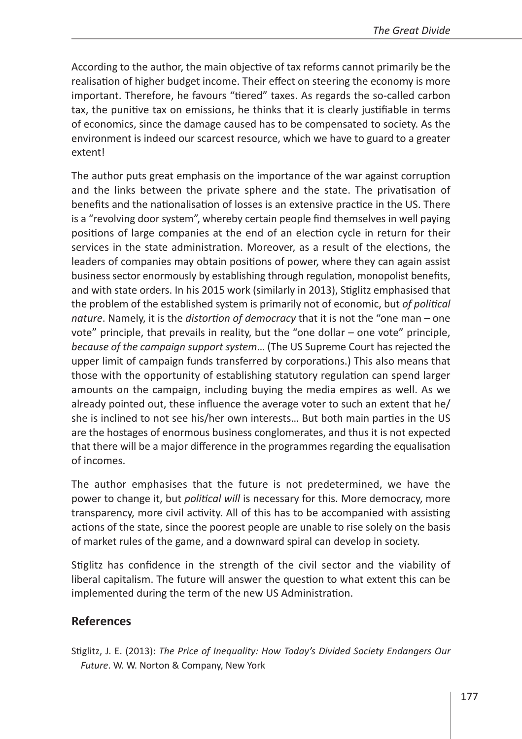According to the author, the main objective of tax reforms cannot primarily be the realisation of higher budget income. Their effect on steering the economy is more important. Therefore, he favours "tiered" taxes. As regards the so-called carbon tax, the punitive tax on emissions, he thinks that it is clearly justifiable in terms of economics, since the damage caused has to be compensated to society. As the environment is indeed our scarcest resource, which we have to guard to a greater extent!

The author puts great emphasis on the importance of the war against corruption and the links between the private sphere and the state. The privatisation of benefits and the nationalisation of losses is an extensive practice in the US. There is a "revolving door system", whereby certain people find themselves in well paying positions of large companies at the end of an election cycle in return for their services in the state administration. Moreover, as a result of the elections, the leaders of companies may obtain positions of power, where they can again assist business sector enormously by establishing through regulation, monopolist benefits, and with state orders. In his 2015 work (similarly in 2013), Stiglitz emphasised that the problem of the established system is primarily not of economic, but *of political nature*. Namely, it is the *distortion of democracy* that it is not the "one man – one vote" principle, that prevails in reality, but the "one dollar – one vote" principle, *because of the campaign support system*… (The US Supreme Court has rejected the upper limit of campaign funds transferred by corporations.) This also means that those with the opportunity of establishing statutory regulation can spend larger amounts on the campaign, including buying the media empires as well. As we already pointed out, these influence the average voter to such an extent that he/she is inclined to not see his/her own interests… But both main parties in the US are the hostages of enormous business conglomerates, and thus it is not expected that there will be a major difference in the programmes regarding the equalisation of incomes.

The author emphasises that the future is not predetermined, we have the power to change it, but *political will* is necessary for this. More democracy, more transparency, more civil activity. All of this has to be accompanied with assisting actions of the state, since the poorest people are unable to rise solely on the basis of market rules of the game, and a downward spiral can develop in society.

Stiglitz has confidence in the strength of the civil sector and the viability of liberal capitalism. The future will answer the question to what extent this can be implemented during the term of the new US Administration.

## References

Stiglitz, J. E. (2013): *The Price of Inequality: How Today's Divided Society Endangers Our Future*. W. W. Norton & Company, New York